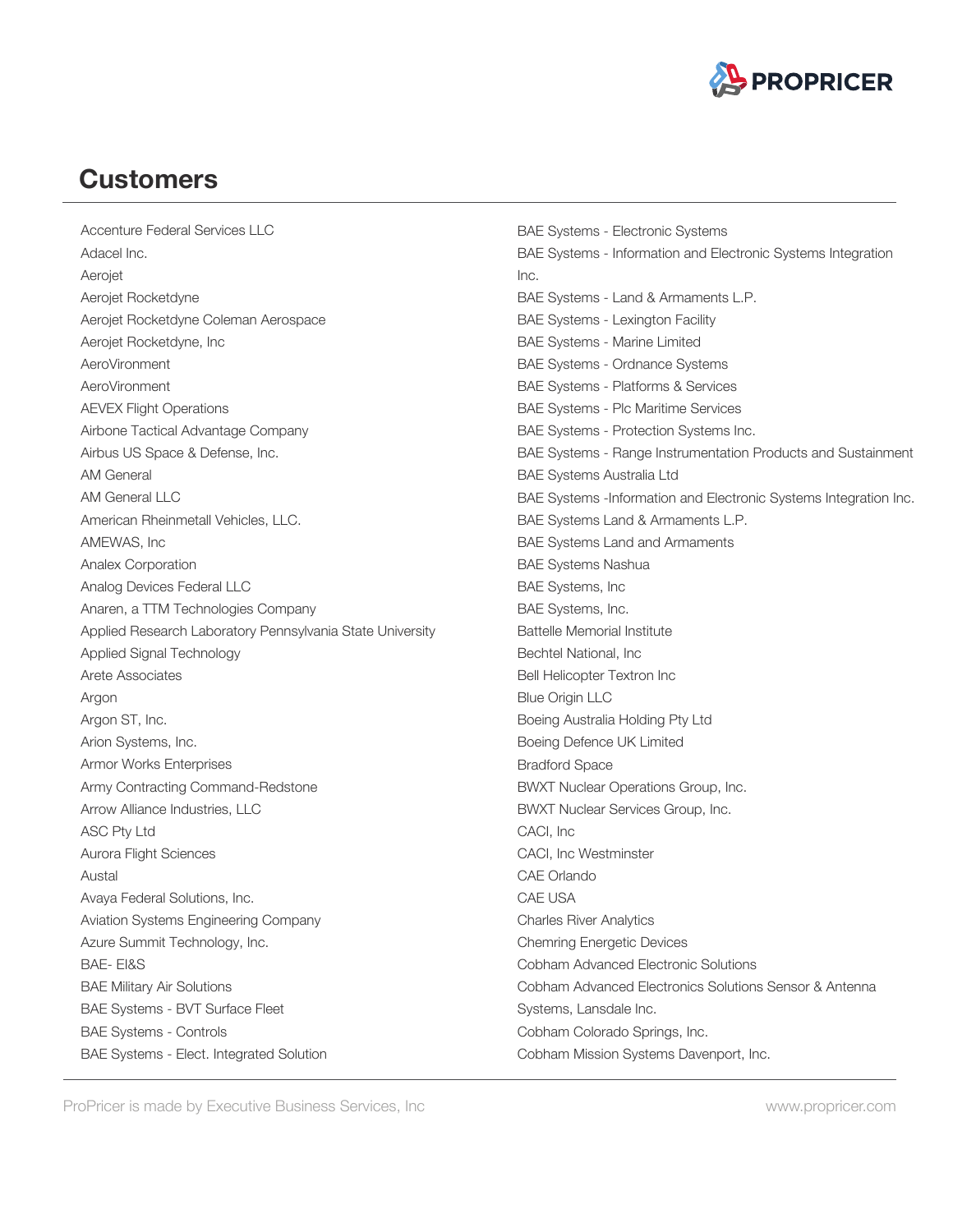## Customers

Accenture Federal Services LLC
Adacel Inc.
Aerojet
Aerojet Rocketdyne
Aerojet Rocketdyne Coleman Aerospace
Aerojet Rocketdyne, Inc
AeroVironment
AeroVironment
AEVEX Flight Operations
Airbone Tactical Advantage Company
Airbus US Space & Defense, Inc.
AM General
AM General LLC
American Rheinmetall Vehicles, LLC.
AMEWAS, Inc
Analex Corporation
Analog Devices Federal LLC
Anaren, a TTM Technologies Company
Applied Research Laboratory Pennsylvania State University
Applied Signal Technology
Arete Associates
Argon
Argon ST, Inc.
Arion Systems, Inc.
Armor Works Enterprises
Army Contracting Command-Redstone
Arrow Alliance Industries, LLC
ASC Pty Ltd
Aurora Flight Sciences
Austal
Avaya Federal Solutions, Inc.
Aviation Systems Engineering Company
Azure Summit Technology, Inc.
BAE- EI&S
BAE Military Air Solutions
BAE Systems - BVT Surface Fleet
BAE Systems - Controls
BAE Systems - Elect. Integrated Solution
BAE Systems - Electronic Systems
BAE Systems - Information and Electronic Systems Integration Inc.
BAE Systems - Land & Armaments L.P.
BAE Systems - Lexington Facility
BAE Systems - Marine Limited
BAE Systems - Ordnance Systems
BAE Systems - Platforms & Services
BAE Systems - Plc Maritime Services
BAE Systems - Protection Systems Inc.
BAE Systems - Range Instrumentation Products and Sustainment
BAE Systems Australia Ltd
BAE Systems -Information and Electronic Systems Integration Inc.
BAE Systems Land & Armaments L.P.
BAE Systems Land and Armaments
BAE Systems Nashua
BAE Systems, Inc
BAE Systems, Inc.
Battelle Memorial Institute
Bechtel National, Inc
Bell Helicopter Textron Inc
Blue Origin LLC
Boeing Australia Holding Pty Ltd
Boeing Defence UK Limited
Bradford Space
BWXT Nuclear Operations Group, Inc.
BWXT Nuclear Services Group, Inc.
CACI, Inc
CACI, Inc Westminster
CAE Orlando
CAE USA
Charles River Analytics
Chemring Energetic Devices
Cobham Advanced Electronic Solutions
Cobham Advanced Electronics Solutions Sensor & Antenna Systems, Lansdale Inc.
Cobham Colorado Springs, Inc.
Cobham Mission Systems Davenport, Inc.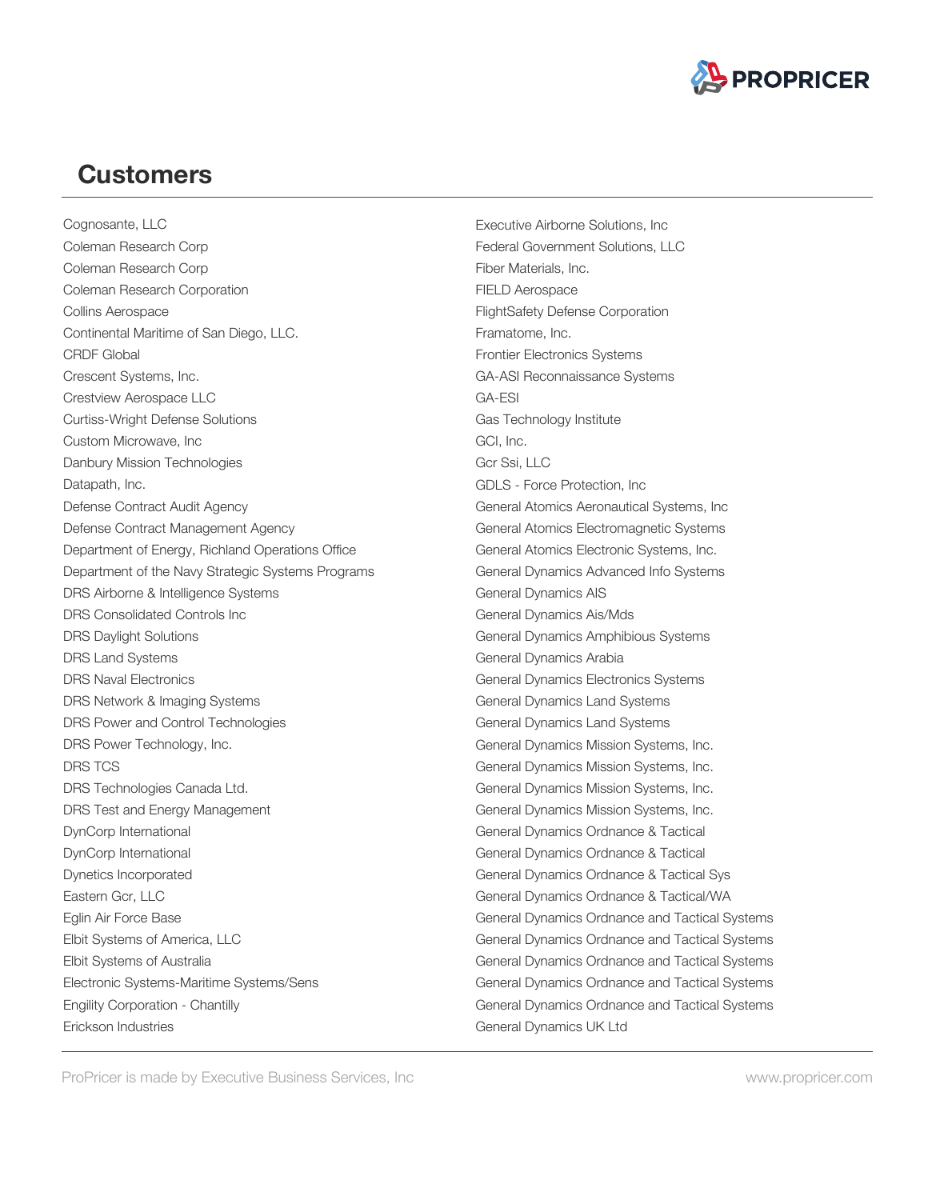## Customers

Cognosante, LLC
Coleman Research Corp
Coleman Research Corp
Coleman Research Corporation
Collins Aerospace
Continental Maritime of San Diego, LLC.
CRDF Global
Crescent Systems, Inc.
Crestview Aerospace LLC
Curtiss-Wright Defense Solutions
Custom Microwave, Inc
Danbury Mission Technologies
Datapath, Inc.
Defense Contract Audit Agency
Defense Contract Management Agency
Department of Energy, Richland Operations Office
Department of the Navy Strategic Systems Programs
DRS Airborne & Intelligence Systems
DRS Consolidated Controls Inc
DRS Daylight Solutions
DRS Land Systems
DRS Naval Electronics
DRS Network & Imaging Systems
DRS Power and Control Technologies
DRS Power Technology, Inc.
DRS TCS
DRS Technologies Canada Ltd.
DRS Test and Energy Management
DynCorp International
DynCorp International
Dynetics Incorporated
Eastern Gcr, LLC
Eglin Air Force Base
Elbit Systems of America, LLC
Elbit Systems of Australia
Electronic Systems-Maritime Systems/Sens
Engility Corporation - Chantilly
Erickson Industries
Executive Airborne Solutions, Inc
Federal Government Solutions, LLC
Fiber Materials, Inc.
FIELD Aerospace
FlightSafety Defense Corporation
Framatome, Inc.
Frontier Electronics Systems
GA-ASI Reconnaissance Systems
GA-ESI
Gas Technology Institute
GCI, Inc.
Gcr Ssi, LLC
GDLS - Force Protection, Inc
General Atomics Aeronautical Systems, Inc
General Atomics Electromagnetic Systems
General Atomics Electronic Systems, Inc.
General Dynamics Advanced Info Systems
General Dynamics AIS
General Dynamics Ais/Mds
General Dynamics Amphibious Systems
General Dynamics Arabia
General Dynamics Electronics Systems
General Dynamics Land Systems
General Dynamics Land Systems
General Dynamics Mission Systems, Inc.
General Dynamics Mission Systems, Inc.
General Dynamics Mission Systems, Inc.
General Dynamics Mission Systems, Inc.
General Dynamics Ordnance & Tactical
General Dynamics Ordnance & Tactical
General Dynamics Ordnance & Tactical Sys
General Dynamics Ordnance & Tactical/WA
General Dynamics Ordnance and Tactical Systems
General Dynamics Ordnance and Tactical Systems
General Dynamics Ordnance and Tactical Systems
General Dynamics Ordnance and Tactical Systems
General Dynamics Ordnance and Tactical Systems
General Dynamics UK Ltd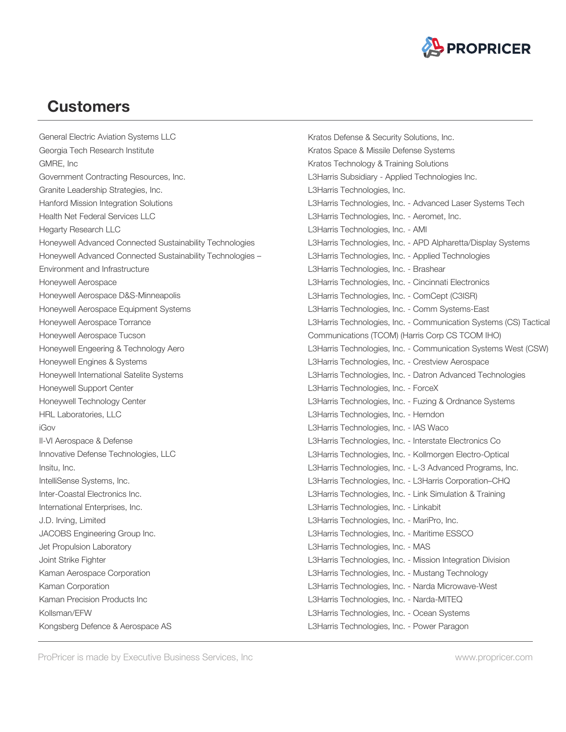## Customers

General Electric Aviation Systems LLC
Georgia Tech Research Institute
GMRE, Inc
Government Contracting Resources, Inc.
Granite Leadership Strategies, Inc.
Hanford Mission Integration Solutions
Health Net Federal Services LLC
Hegarty Research LLC
Honeywell Advanced Connected Sustainability Technologies
Honeywell Advanced Connected Sustainability Technologies – Environment and Infrastructure
Honeywell Aerospace
Honeywell Aerospace D&S-Minneapolis
Honeywell Aerospace Equipment Systems
Honeywell Aerospace Torrance
Honeywell Aerospace Tucson
Honeywell Engeering & Technology Aero
Honeywell Engines & Systems
Honeywell International Satelite Systems
Honeywell Support Center
Honeywell Technology Center
HRL Laboratories, LLC
iGov
II-VI Aerospace & Defense
Innovative Defense Technologies, LLC
Insitu, Inc.
IntelliSense Systems, Inc.
Inter-Coastal Electronics Inc.
International Enterprises, Inc.
J.D. Irving, Limited
JACOBS Engineering Group Inc.
Jet Propulsion Laboratory
Joint Strike Fighter
Kaman Aerospace Corporation
Kaman Corporation
Kaman Precision Products Inc
Kollsman/EFW
Kongsberg Defence & Aerospace AS
Kratos Defense & Security Solutions, Inc.
Kratos Space & Missile Defense Systems
Kratos Technology & Training Solutions
L3Harris Subsidiary - Applied Technologies Inc.
L3Harris Technologies, Inc.
L3Harris Technologies, Inc. - Advanced Laser Systems Tech
L3Harris Technologies, Inc. - Aeromet, Inc.
L3Harris Technologies, Inc. - AMI
L3Harris Technologies, Inc. - APD Alpharetta/Display Systems
L3Harris Technologies, Inc. - Applied Technologies
L3Harris Technologies, Inc. - Brashear
L3Harris Technologies, Inc. - Cincinnati Electronics
L3Harris Technologies, Inc. - ComCept (C3ISR)
L3Harris Technologies, Inc. - Comm Systems-East
L3Harris Technologies, Inc. - Communication Systems (CS) Tactical Communications (TCOM) (Harris Corp CS TCOM IHO)
L3Harris Technologies, Inc. - Communication Systems West (CSW)
L3Harris Technologies, Inc. - Crestview Aerospace
L3Harris Technologies, Inc. - Datron Advanced Technologies
L3Harris Technologies, Inc. - ForceX
L3Harris Technologies, Inc. - Fuzing & Ordnance Systems
L3Harris Technologies, Inc. - Herndon
L3Harris Technologies, Inc. - IAS Waco
L3Harris Technologies, Inc. - Interstate Electronics Co
L3Harris Technologies, Inc. - Kollmorgen Electro-Optical
L3Harris Technologies, Inc. - L-3 Advanced Programs, Inc.
L3Harris Technologies, Inc. - L3Harris Corporation–CHQ
L3Harris Technologies, Inc. - Link Simulation & Training
L3Harris Technologies, Inc. - Linkabit
L3Harris Technologies, Inc. - MariPro, Inc.
L3Harris Technologies, Inc. - Maritime ESSCO
L3Harris Technologies, Inc. - MAS
L3Harris Technologies, Inc. - Mission Integration Division
L3Harris Technologies, Inc. - Mustang Technology
L3Harris Technologies, Inc. - Narda Microwave-West
L3Harris Technologies, Inc. - Narda-MITEQ
L3Harris Technologies, Inc. - Ocean Systems
L3Harris Technologies, Inc. - Power Paragon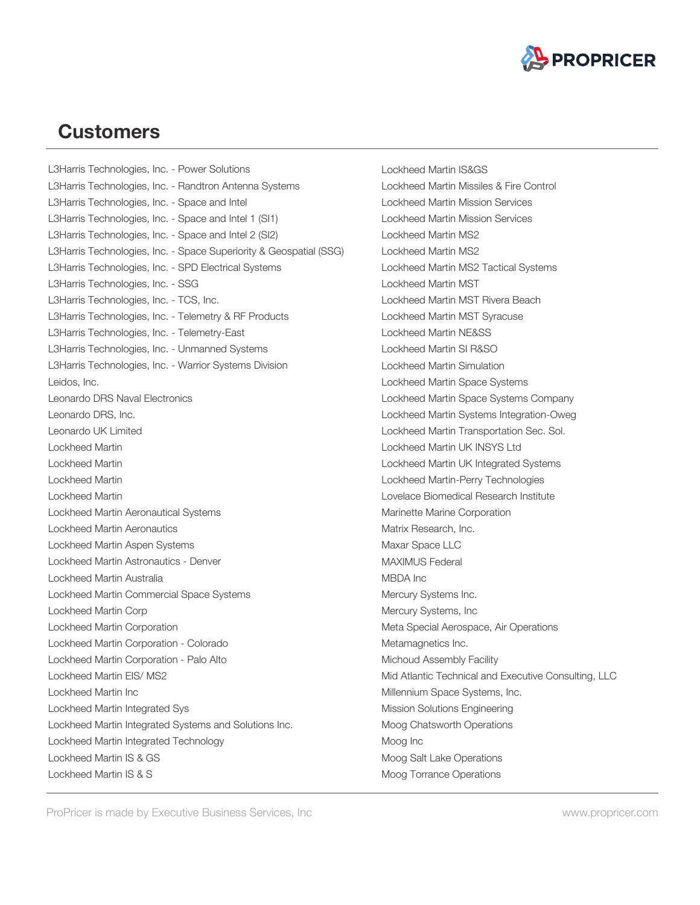## Customers

L3Harris Technologies, Inc. - Power Solutions
L3Harris Technologies, Inc. - Randtron Antenna Systems
L3Harris Technologies, Inc. - Space and Intel
L3Harris Technologies, Inc. - Space and Intel 1 (SI1)
L3Harris Technologies, Inc. - Space and Intel 2 (SI2)
L3Harris Technologies, Inc. - Space Superiority & Geospatial (SSG)
L3Harris Technologies, Inc. - SPD Electrical Systems
L3Harris Technologies, Inc. - SSG
L3Harris Technologies, Inc. - TCS, Inc.
L3Harris Technologies, Inc. - Telemetry & RF Products
L3Harris Technologies, Inc. - Telemetry-East
L3Harris Technologies, Inc. - Unmanned Systems
L3Harris Technologies, Inc. - Warrior Systems Division
Leidos, Inc.
Leonardo DRS Naval Electronics
Leonardo DRS, Inc.
Leonardo UK Limited
Lockheed Martin
Lockheed Martin
Lockheed Martin
Lockheed Martin
Lockheed Martin Aeronautical Systems
Lockheed Martin Aeronautics
Lockheed Martin Aspen Systems
Lockheed Martin Astronautics - Denver
Lockheed Martin Australia
Lockheed Martin Commercial Space Systems
Lockheed Martin Corp
Lockheed Martin Corporation
Lockheed Martin Corporation - Colorado
Lockheed Martin Corporation - Palo Alto
Lockheed Martin EIS/ MS2
Lockheed Martin Inc
Lockheed Martin Integrated Sys
Lockheed Martin Integrated Systems and Solutions Inc.
Lockheed Martin Integrated Technology
Lockheed Martin IS & GS
Lockheed Martin IS & S
Lockheed Martin IS&GS
Lockheed Martin Missiles & Fire Control
Lockheed Martin Mission Services
Lockheed Martin Mission Services
Lockheed Martin MS2
Lockheed Martin MS2
Lockheed Martin MS2 Tactical Systems
Lockheed Martin MST
Lockheed Martin MST Rivera Beach
Lockheed Martin MST Syracuse
Lockheed Martin NE&SS
Lockheed Martin SI R&SO
Lockheed Martin Simulation
Lockheed Martin Space Systems
Lockheed Martin Space Systems Company
Lockheed Martin Systems Integration-Oweg
Lockheed Martin Transportation Sec. Sol.
Lockheed Martin UK INSYS Ltd
Lockheed Martin UK Integrated Systems
Lockheed Martin-Perry Technologies
Lovelace Biomedical Research Institute
Marinette Marine Corporation
Matrix Research, Inc.
Maxar Space LLC
MAXIMUS Federal
MBDA Inc
Mercury Systems Inc.
Mercury Systems, Inc
Meta Special Aerospace, Air Operations
Metamagnetics Inc.
Michoud Assembly Facility
Mid Atlantic Technical and Executive Consulting, LLC
Millennium Space Systems, Inc.
Mission Solutions Engineering
Moog Chatsworth Operations
Moog Inc
Moog Salt Lake Operations
Moog Torrance Operations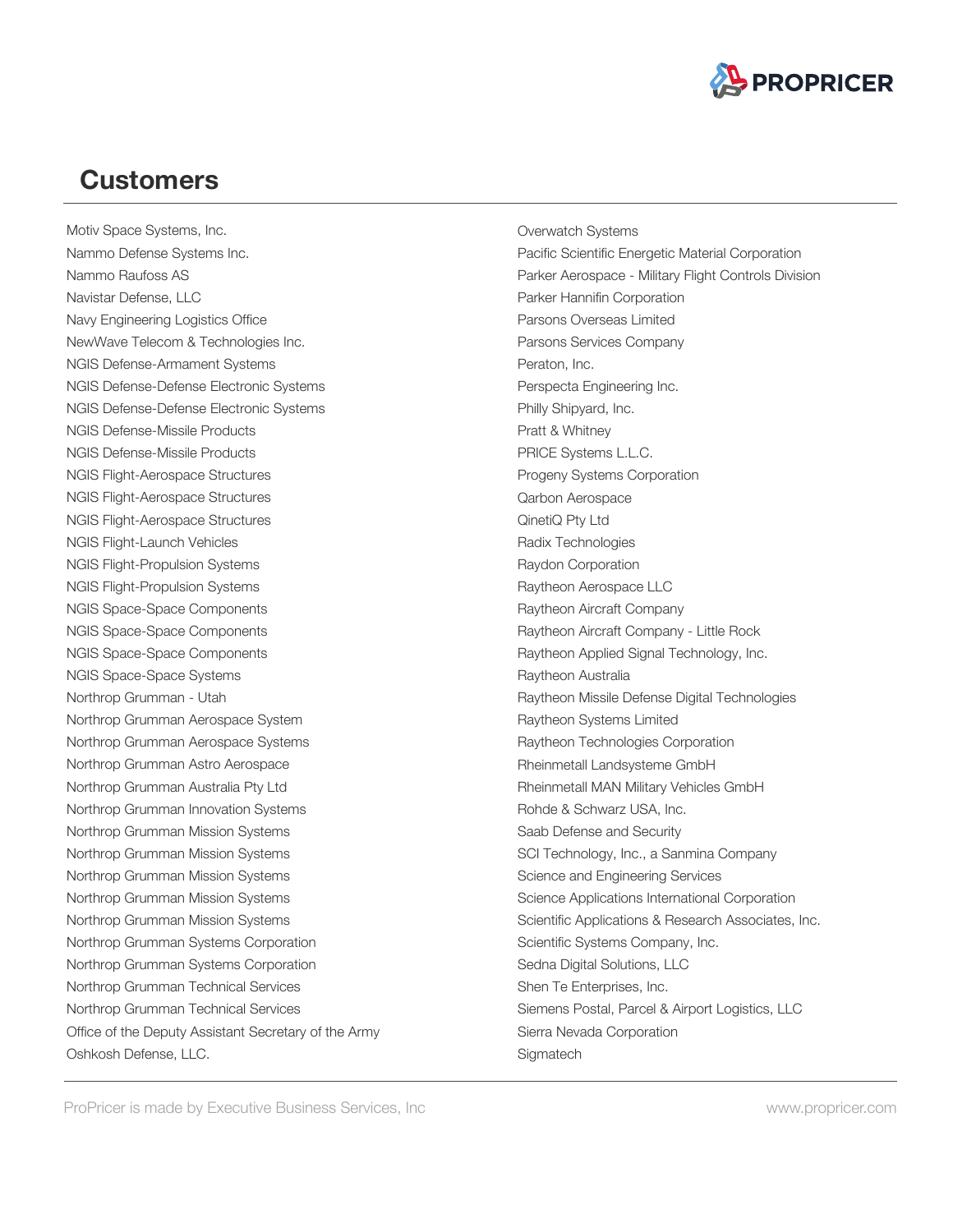## Customers

Motiv Space Systems, Inc.
Nammo Defense Systems Inc.
Nammo Raufoss AS
Navistar Defense, LLC
Navy Engineering Logistics Office
NewWave Telecom & Technologies Inc.
NGIS Defense-Armament Systems
NGIS Defense-Defense Electronic Systems
NGIS Defense-Defense Electronic Systems
NGIS Defense-Missile Products
NGIS Defense-Missile Products
NGIS Flight-Aerospace Structures
NGIS Flight-Aerospace Structures
NGIS Flight-Aerospace Structures
NGIS Flight-Launch Vehicles
NGIS Flight-Propulsion Systems
NGIS Flight-Propulsion Systems
NGIS Space-Space Components
NGIS Space-Space Components
NGIS Space-Space Components
NGIS Space-Space Systems
Northrop Grumman - Utah
Northrop Grumman Aerospace System
Northrop Grumman Aerospace Systems
Northrop Grumman Astro Aerospace
Northrop Grumman Australia Pty Ltd
Northrop Grumman Innovation Systems
Northrop Grumman Mission Systems
Northrop Grumman Mission Systems
Northrop Grumman Mission Systems
Northrop Grumman Mission Systems
Northrop Grumman Mission Systems
Northrop Grumman Systems Corporation
Northrop Grumman Systems Corporation
Northrop Grumman Technical Services
Northrop Grumman Technical Services
Office of the Deputy Assistant Secretary of the Army
Oshkosh Defense, LLC.
Overwatch Systems
Pacific Scientific Energetic Material Corporation
Parker Aerospace - Military Flight Controls Division
Parker Hannifin Corporation
Parsons Overseas Limited
Parsons Services Company
Peraton, Inc.
Perspecta Engineering Inc.
Philly Shipyard, Inc.
Pratt & Whitney
PRICE Systems L.L.C.
Progeny Systems Corporation
Qarbon Aerospace
QinetiQ Pty Ltd
Radix Technologies
Raydon Corporation
Raytheon Aerospace LLC
Raytheon Aircraft Company
Raytheon Aircraft Company - Little Rock
Raytheon Applied Signal Technology, Inc.
Raytheon Australia
Raytheon Missile Defense Digital Technologies
Raytheon Systems Limited
Raytheon Technologies Corporation
Rheinmetall Landsysteme GmbH
Rheinmetall MAN Military Vehicles GmbH
Rohde & Schwarz USA, Inc.
Saab Defense and Security
SCI Technology, Inc., a Sanmina Company
Science and Engineering Services
Science Applications International Corporation
Scientific Applications & Research Associates, Inc.
Scientific Systems Company, Inc.
Sedna Digital Solutions, LLC
Shen Te Enterprises, Inc.
Siemens Postal, Parcel & Airport Logistics, LLC
Sierra Nevada Corporation
Sigmatech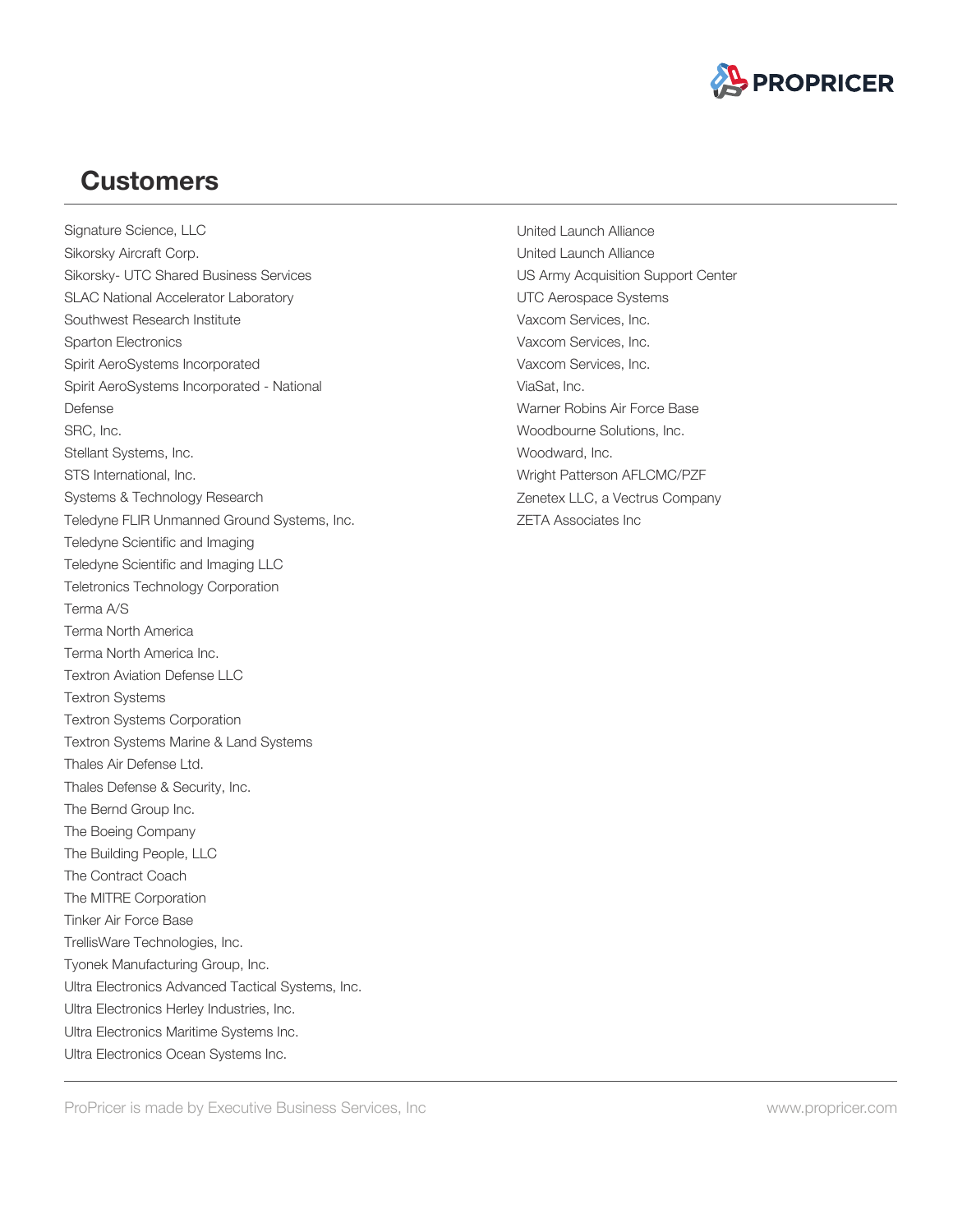## Customers

Signature Science, LLC
Sikorsky Aircraft Corp.
Sikorsky- UTC Shared Business Services
SLAC National Accelerator Laboratory
Southwest Research Institute
Sparton Electronics
Spirit AeroSystems Incorporated
Spirit AeroSystems Incorporated - National Defense
SRC, Inc.
Stellant Systems, Inc.
STS International, Inc.
Systems & Technology Research
Teledyne FLIR Unmanned Ground Systems, Inc.
Teledyne Scientific and Imaging
Teledyne Scientific and Imaging LLC
Teletronics Technology Corporation
Terma A/S
Terma North America
Terma North America Inc.
Textron Aviation Defense LLC
Textron Systems
Textron Systems Corporation
Textron Systems Marine & Land Systems
Thales Air Defense Ltd.
Thales Defense & Security, Inc.
The Bernd Group Inc.
The Boeing Company
The Building People, LLC
The Contract Coach
The MITRE Corporation
Tinker Air Force Base
TrellisWare Technologies, Inc.
Tyonek Manufacturing Group, Inc.
Ultra Electronics Advanced Tactical Systems, Inc.
Ultra Electronics Herley Industries, Inc.
Ultra Electronics Maritime Systems Inc.
Ultra Electronics Ocean Systems Inc.
United Launch Alliance
United Launch Alliance
US Army Acquisition Support Center
UTC Aerospace Systems
Vaxcom Services, Inc.
Vaxcom Services, Inc.
Vaxcom Services, Inc.
ViaSat, Inc.
Warner Robins Air Force Base
Woodbourne Solutions, Inc.
Woodward, Inc.
Wright Patterson AFLCMC/PZF
Zenetex LLC, a Vectrus Company
ZETA Associates Inc